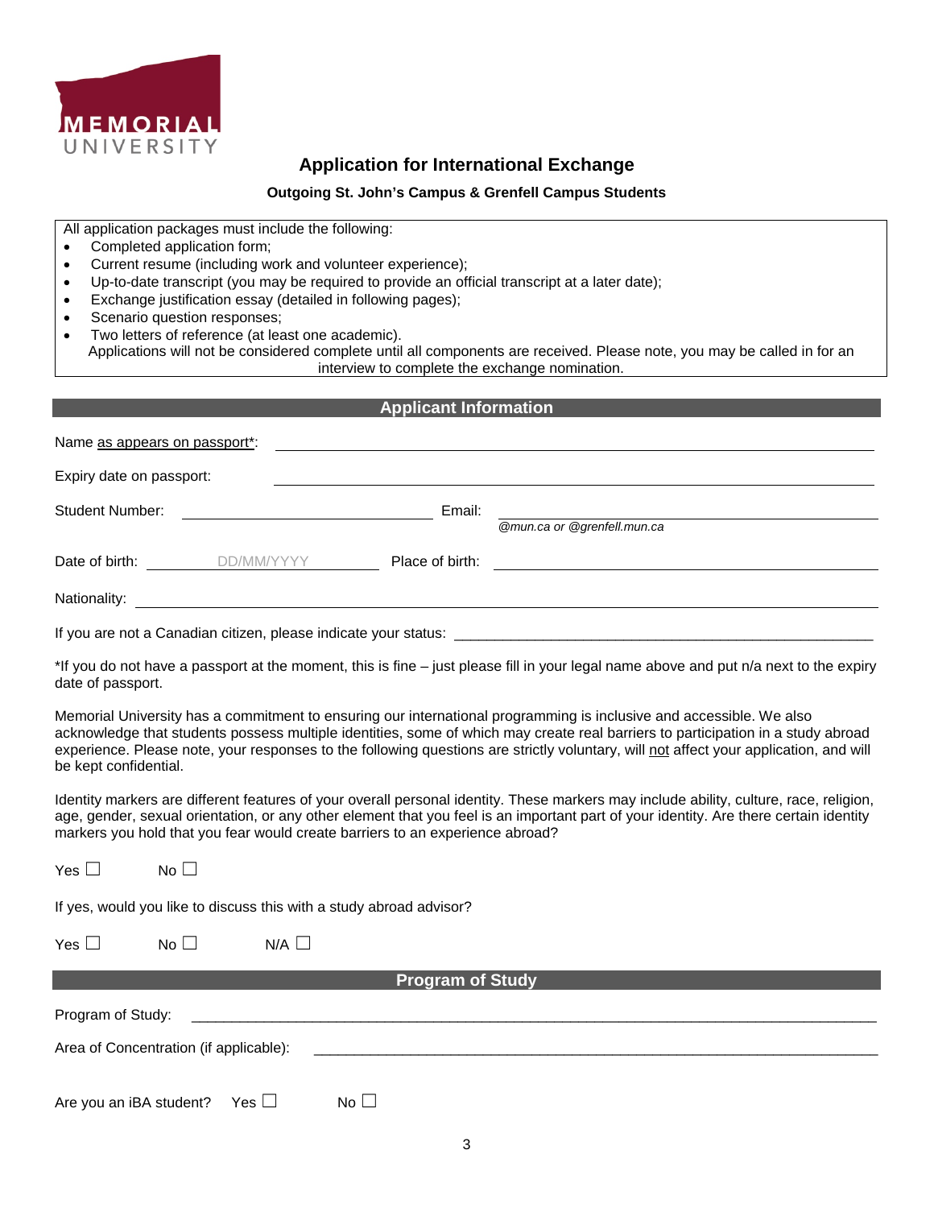MEMORIAL UNIVERSITY

# Application for International Exchange

**Outgoing St. John's Campus & Grenfell Campus Students**

All application packages must include the following:

- Completed application form;
- Current resume (including work and volunteer experience);
- Up-to-date transcript (you may be required to provide an official transcript at a later date);
- Exchange justification essay (detailed in following pages);
- Scenario question responses;
- Two letters of reference (at least one academic).

Applications will not be considered complete until all components are received. Please note, you may be called in for an interview to complete the exchange nomination.

## Applicant Information

Name as appears on passport*: ______________________________

Expiry date on passport: ______________________________

Student Number: ______________________________ Email: ______________________________ *@mun.ca or @grenfell.mun.ca*

Date of birth: DD/MM/YYYY Place of birth: ______________________________

Nationality: ______________________________

If you are not a Canadian citizen, please indicate your status: ______________________________

*If you do not have a passport at the moment, this is fine – just please fill in your legal name above and put n/a next to the expiry date of passport.

Memorial University has a commitment to ensuring our international programming is inclusive and accessible. We also acknowledge that students possess multiple identities, some of which may create real barriers to participation in a study abroad experience. Please note, your responses to the following questions are strictly voluntary, will not affect your application, and will be kept confidential.

Identity markers are different features of your overall personal identity. These markers may include ability, culture, race, religion, age, gender, sexual orientation, or any other element that you feel is an important part of your identity. Are there certain identity markers you hold that you fear would create barriers to an experience abroad?

Yes ☐ No ☐

If yes, would you like to discuss this with a study abroad advisor?

Yes ☐ No ☐ N/A ☐

## Program of Study

Program of Study: ______________________________

Area of Concentration (if applicable): ______________________________

Are you an iBA student? Yes ☐ No ☐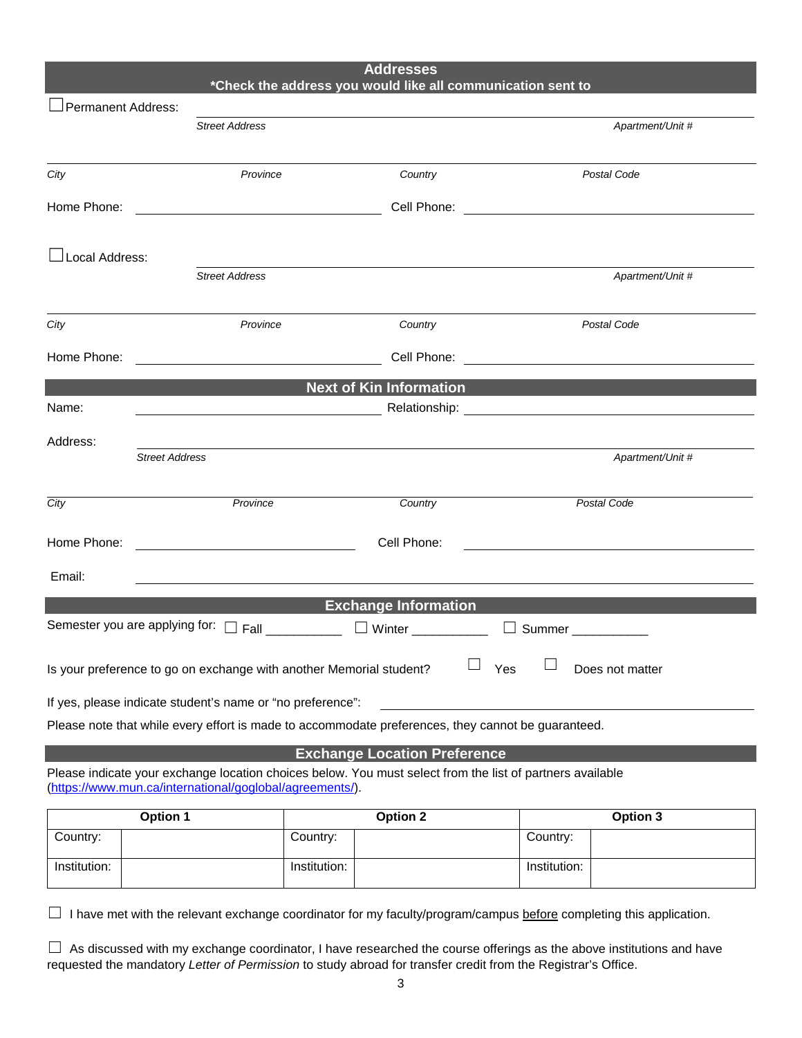## Addresses

**\*Check the address you would like all communication sent to**

☐ Permanent Address:

*Street Address* | *Apartment/Unit #*

*City* | *Province* | *Country* | *Postal Code*

Home Phone: ____________________ Cell Phone: ____________________

☐ Local Address:

*Street Address* | *Apartment/Unit #*

*City* | *Province* | *Country* | *Postal Code*

Home Phone: ____________________ Cell Phone: ____________________

## Next of Kin Information

Name: ____________________ Relationship: ____________________

Address:

*Street Address* | *Apartment/Unit #*

*City* | *Province* | *Country* | *Postal Code*

Home Phone: ____________________ Cell Phone: ____________________

Email: ____________________

## Exchange Information

Semester you are applying for: ☐ Fall __________ ☐ Winter __________ ☐ Summer __________

Is your preference to go on exchange with another Memorial student? ☐ Yes ☐ Does not matter

If yes, please indicate student's name or "no preference": ____________________

Please note that while every effort is made to accommodate preferences, they cannot be guaranteed.

## Exchange Location Preference

Please indicate your exchange location choices below. You must select from the list of partners available (https://www.mun.ca/international/goglobal/agreements/).

| **Option 1** | | **Option 2** | | **Option 3** | |
|---|---|---|---|---|---|
| Country: | | Country: | | Country: | |
| Institution: | | Institution: | | Institution: | |

☐ I have met with the relevant exchange coordinator for my faculty/program/campus before completing this application.

☐ As discussed with my exchange coordinator, I have researched the course offerings as the above institutions and have requested the mandatory *Letter of Permission* to study abroad for transfer credit from the Registrar's Office.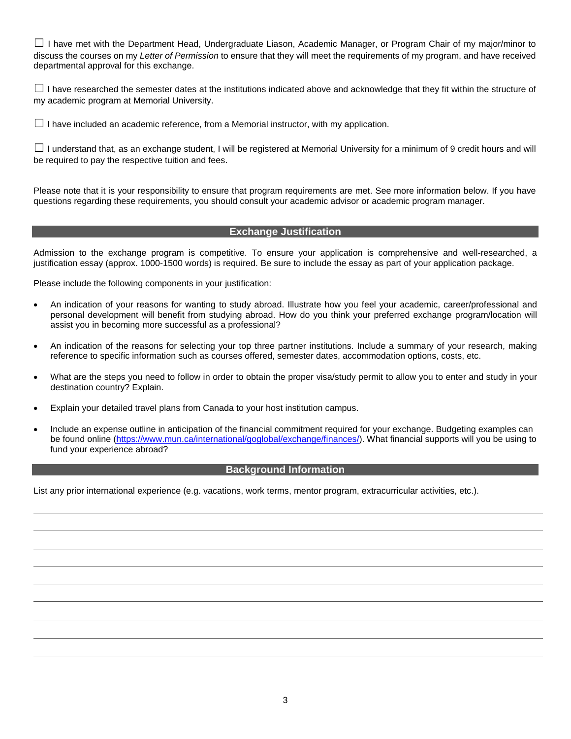☐ I have met with the Department Head, Undergraduate Liason, Academic Manager, or Program Chair of my major/minor to discuss the courses on my *Letter of Permission* to ensure that they will meet the requirements of my program, and have received departmental approval for this exchange.

☐ I have researched the semester dates at the institutions indicated above and acknowledge that they fit within the structure of my academic program at Memorial University.

☐ I have included an academic reference, from a Memorial instructor, with my application.

☐ I understand that, as an exchange student, I will be registered at Memorial University for a minimum of 9 credit hours and will be required to pay the respective tuition and fees.

Please note that it is your responsibility to ensure that program requirements are met. See more information below. If you have questions regarding these requirements, you should consult your academic advisor or academic program manager.

## Exchange Justification

Admission to the exchange program is competitive. To ensure your application is comprehensive and well-researched, a justification essay (approx. 1000-1500 words) is required. Be sure to include the essay as part of your application package.

Please include the following components in your justification:

- An indication of your reasons for wanting to study abroad. Illustrate how you feel your academic, career/professional and personal development will benefit from studying abroad. How do you think your preferred exchange program/location will assist you in becoming more successful as a professional?
- An indication of the reasons for selecting your top three partner institutions. Include a summary of your research, making reference to specific information such as courses offered, semester dates, accommodation options, costs, etc.
- What are the steps you need to follow in order to obtain the proper visa/study permit to allow you to enter and study in your destination country? Explain.
- Explain your detailed travel plans from Canada to your host institution campus.
- Include an expense outline in anticipation of the financial commitment required for your exchange. Budgeting examples can be found online (https://www.mun.ca/international/goglobal/exchange/finances/). What financial supports will you be using to fund your experience abroad?

## Background Information

List any prior international experience (e.g. vacations, work terms, mentor program, extracurricular activities, etc.).

______________________________________________________________________________

______________________________________________________________________________

______________________________________________________________________________

______________________________________________________________________________

______________________________________________________________________________

______________________________________________________________________________

______________________________________________________________________________

______________________________________________________________________________

______________________________________________________________________________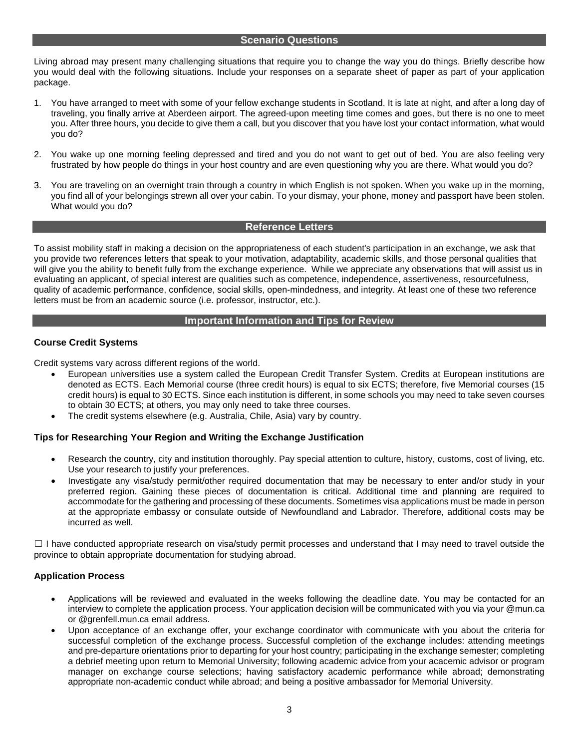## Scenario Questions

Living abroad may present many challenging situations that require you to change the way you do things. Briefly describe how you would deal with the following situations. Include your responses on a separate sheet of paper as part of your application package.

1. You have arranged to meet with some of your fellow exchange students in Scotland. It is late at night, and after a long day of traveling, you finally arrive at Aberdeen airport. The agreed-upon meeting time comes and goes, but there is no one to meet you. After three hours, you decide to give them a call, but you discover that you have lost your contact information, what would you do?

2. You wake up one morning feeling depressed and tired and you do not want to get out of bed. You are also feeling very frustrated by how people do things in your host country and are even questioning why you are there. What would you do?

3. You are traveling on an overnight train through a country in which English is not spoken. When you wake up in the morning, you find all of your belongings strewn all over your cabin. To your dismay, your phone, money and passport have been stolen. What would you do?

## Reference Letters

To assist mobility staff in making a decision on the appropriateness of each student's participation in an exchange, we ask that you provide two references letters that speak to your motivation, adaptability, academic skills, and those personal qualities that will give you the ability to benefit fully from the exchange experience. While we appreciate any observations that will assist us in evaluating an applicant, of special interest are qualities such as competence, independence, assertiveness, resourcefulness, quality of academic performance, confidence, social skills, open-mindedness, and integrity. At least one of these two reference letters must be from an academic source (i.e. professor, instructor, etc.).

## Important Information and Tips for Review

### Course Credit Systems

Credit systems vary across different regions of the world.

- European universities use a system called the European Credit Transfer System. Credits at European institutions are denoted as ECTS. Each Memorial course (three credit hours) is equal to six ECTS; therefore, five Memorial courses (15 credit hours) is equal to 30 ECTS. Since each institution is different, in some schools you may need to take seven courses to obtain 30 ECTS; at others, you may only need to take three courses.
- The credit systems elsewhere (e.g. Australia, Chile, Asia) vary by country.

### Tips for Researching Your Region and Writing the Exchange Justification

- Research the country, city and institution thoroughly. Pay special attention to culture, history, customs, cost of living, etc. Use your research to justify your preferences.
- Investigate any visa/study permit/other required documentation that may be necessary to enter and/or study in your preferred region. Gaining these pieces of documentation is critical. Additional time and planning are required to accommodate for the gathering and processing of these documents. Sometimes visa applications must be made in person at the appropriate embassy or consulate outside of Newfoundland and Labrador. Therefore, additional costs may be incurred as well.

☐ I have conducted appropriate research on visa/study permit processes and understand that I may need to travel outside the province to obtain appropriate documentation for studying abroad.

### Application Process

- Applications will be reviewed and evaluated in the weeks following the deadline date. You may be contacted for an interview to complete the application process. Your application decision will be communicated with you via your @mun.ca or @grenfell.mun.ca email address.
- Upon acceptance of an exchange offer, your exchange coordinator with communicate with you about the criteria for successful completion of the exchange process. Successful completion of the exchange includes: attending meetings and pre-departure orientations prior to departing for your host country; participating in the exchange semester; completing a debrief meeting upon return to Memorial University; following academic advice from your acacemic advisor or program manager on exchange course selections; having satisfactory academic performance while abroad; demonstrating appropriate non-academic conduct while abroad; and being a positive ambassador for Memorial University.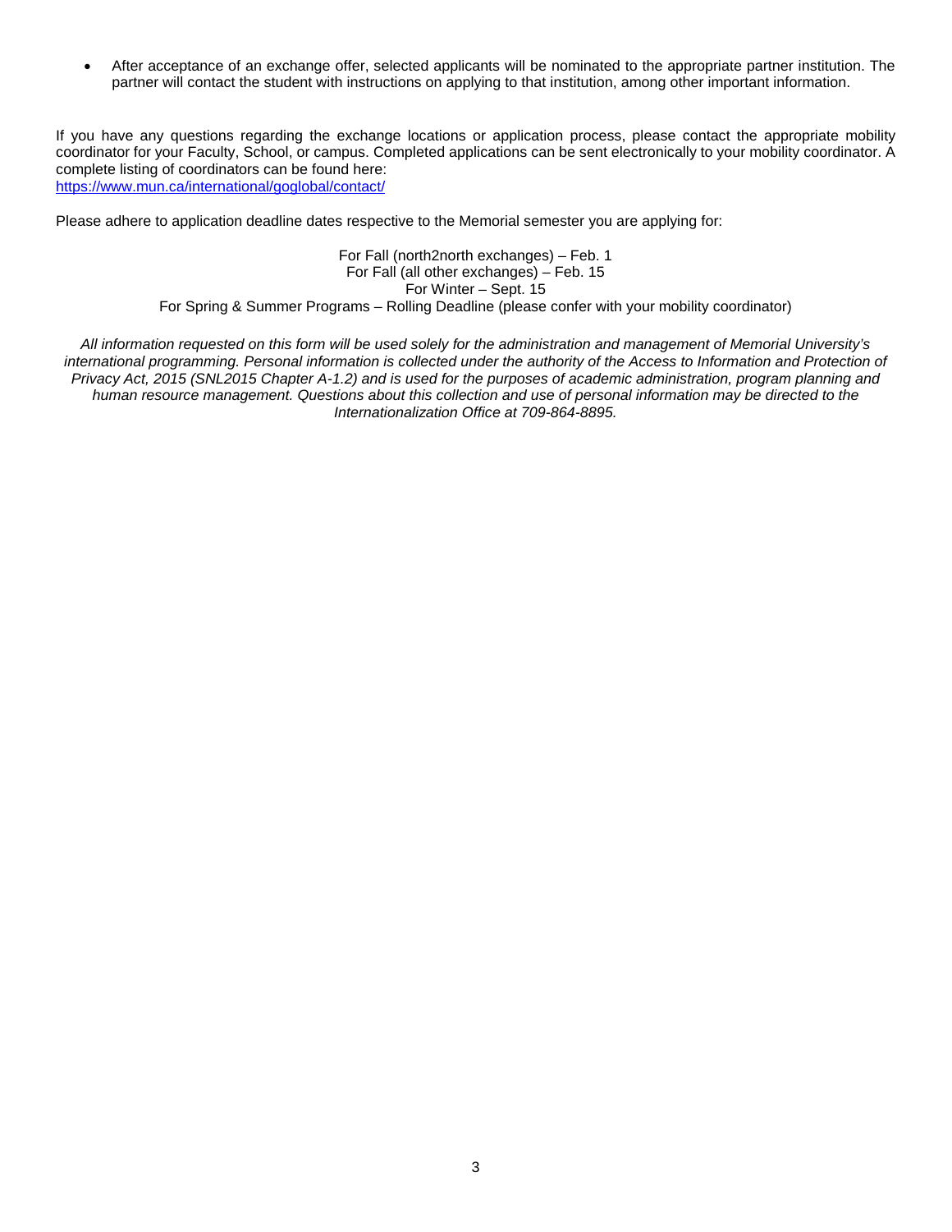- After acceptance of an exchange offer, selected applicants will be nominated to the appropriate partner institution. The partner will contact the student with instructions on applying to that institution, among other important information.

If you have any questions regarding the exchange locations or application process, please contact the appropriate mobility coordinator for your Faculty, School, or campus. Completed applications can be sent electronically to your mobility coordinator. A complete listing of coordinators can be found here:
https://www.mun.ca/international/goglobal/contact/

Please adhere to application deadline dates respective to the Memorial semester you are applying for:

For Fall (north2north exchanges) – Feb. 1
For Fall (all other exchanges) – Feb. 15
For Winter – Sept. 15
For Spring & Summer Programs – Rolling Deadline (please confer with your mobility coordinator)

*All information requested on this form will be used solely for the administration and management of Memorial University's international programming. Personal information is collected under the authority of the Access to Information and Protection of Privacy Act, 2015 (SNL2015 Chapter A-1.2) and is used for the purposes of academic administration, program planning and human resource management. Questions about this collection and use of personal information may be directed to the Internationalization Office at 709-864-8895.*